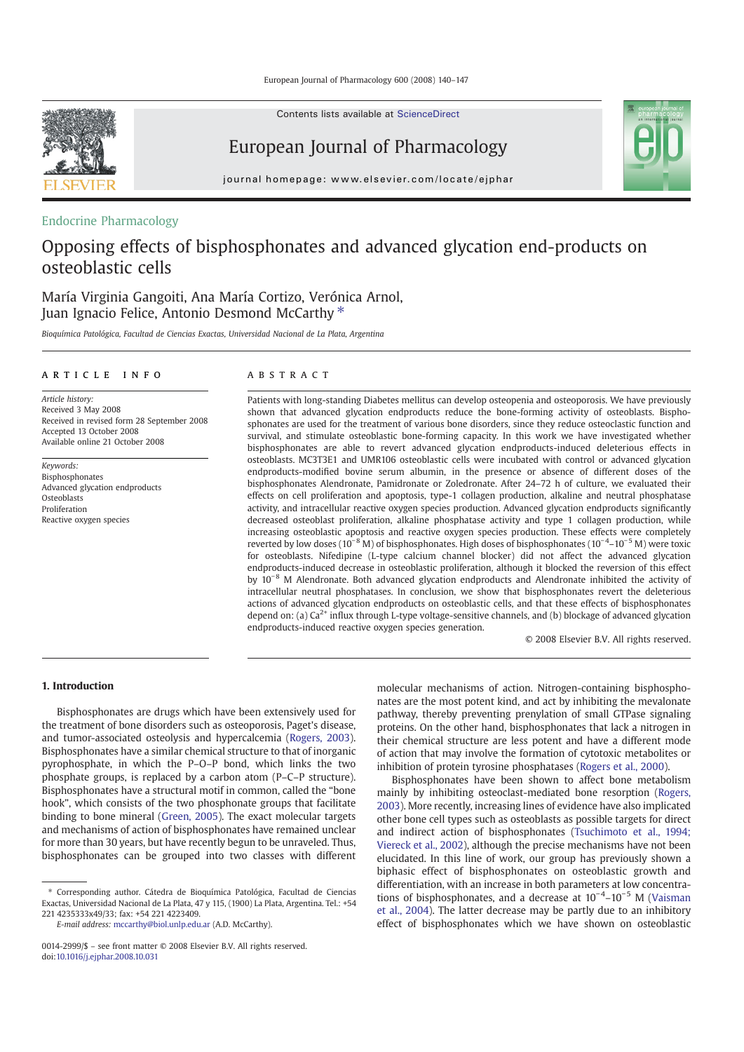Endocrine Pharmacology

# Opposing effects of bisphosphonates and advanced glycation end-products on osteoblastic cells

María Virginia Gangoiti, Ana María Cortizo, Verónica Arnol, Juan Ignacio Felice, Antonio Desmond McCarthy *

*Bioquímica Patológica, Facultad de Ciencias Exactas, Universidad Nacional de La Plata, Argentina*

## ARTICLE INFO

*Article history:*
Received 3 May 2008
Received in revised form 28 September 2008
Accepted 13 October 2008
Available online 21 October 2008

*Keywords:*
Bisphosphonates
Advanced glycation endproducts
Osteoblasts
Proliferation
Reactive oxygen species

## ABSTRACT

Patients with long-standing Diabetes mellitus can develop osteopenia and osteoporosis. We have previously shown that advanced glycation endproducts reduce the bone-forming activity of osteoblasts. Bisphosphonates are used for the treatment of various bone disorders, since they reduce osteoclastic function and survival, and stimulate osteoblastic bone-forming capacity. In this work we have investigated whether bisphosphonates are able to revert advanced glycation endproducts-induced deleterious effects in osteoblasts. MC3T3E1 and UMR106 osteoblastic cells were incubated with control or advanced glycation endproducts-modified bovine serum albumin, in the presence or absence of different doses of the bisphosphonates Alendronate, Pamidronate or Zoledronate. After 24–72 h of culture, we evaluated their effects on cell proliferation and apoptosis, type-1 collagen production, alkaline and neutral phosphatase activity, and intracellular reactive oxygen species production. Advanced glycation endproducts significantly decreased osteoblast proliferation, alkaline phosphatase activity and type 1 collagen production, while increasing osteoblastic apoptosis and reactive oxygen species production. These effects were completely reverted by low doses ($10^{-8}$ M) of bisphosphonates. High doses of bisphosphonates ($10^{-4}$–$10^{-5}$ M) were toxic for osteoblasts. Nifedipine (L-type calcium channel blocker) did not affect the advanced glycation endproducts-induced decrease in osteoblastic proliferation, although it blocked the reversion of this effect by $10^{-8}$ M Alendronate. Both advanced glycation endproducts and Alendronate inhibited the activity of intracellular neutral phosphatases. In conclusion, we show that bisphosphonates revert the deleterious actions of advanced glycation endproducts on osteoblastic cells, and that these effects of bisphosphonates depend on: (a) $Ca^{2+}$ influx through L-type voltage-sensitive channels, and (b) blockage of advanced glycation endproducts-induced reactive oxygen species generation.

© 2008 Elsevier B.V. All rights reserved.

## 1. Introduction

Bisphosphonates are drugs which have been extensively used for the treatment of bone disorders such as osteoporosis, Paget's disease, and tumor-associated osteolysis and hypercalcemia (Rogers, 2003). Bisphosphonates have a similar chemical structure to that of inorganic pyrophosphate, in which the P–O–P bond, which links the two phosphate groups, is replaced by a carbon atom (P–C–P structure). Bisphosphonates have a structural motif in common, called the "bone hook", which consists of the two phosphonate groups that facilitate binding to bone mineral (Green, 2005). The exact molecular targets and mechanisms of action of bisphosphonates have remained unclear for more than 30 years, but have recently begun to be unraveled. Thus, bisphosphonates can be grouped into two classes with different molecular mechanisms of action. Nitrogen-containing bisphosphonates are the most potent kind, and act by inhibiting the mevalonate pathway, thereby preventing prenylation of small GTPase signaling proteins. On the other hand, bisphosphonates that lack a nitrogen in their chemical structure are less potent and have a different mode of action that may involve the formation of cytotoxic metabolites or inhibition of protein tyrosine phosphatases (Rogers et al., 2000).

Bisphosphonates have been shown to affect bone metabolism mainly by inhibiting osteoclast-mediated bone resorption (Rogers, 2003). More recently, increasing lines of evidence have also implicated other bone cell types such as osteoblasts as possible targets for direct and indirect action of bisphosphonates (Tsuchimoto et al., 1994; Viereck et al., 2002), although the precise mechanisms have not been elucidated. In this line of work, our group has previously shown a biphasic effect of bisphosphonates on osteoblastic growth and differentiation, with an increase in both parameters at low concentrations of bisphosphonates, and a decrease at $10^{-4}$–$10^{-5}$ M (Vaisman et al., 2004). The latter decrease may be partly due to an inhibitory effect of bisphosphonates which we have shown on osteoblastic

* Corresponding author. Cátedra de Bioquímica Patológica, Facultad de Ciencias Exactas, Universidad Nacional de La Plata, 47 y 115, (1900) La Plata, Argentina. Tel.: +54 221 4235333x49/33; fax: +54 221 4223409.
*E-mail address:* mccarthy@biol.unlp.edu.ar (A.D. McCarthy).

0014-2999/$ – see front matter © 2008 Elsevier B.V. All rights reserved.
doi:10.1016/j.ejphar.2008.10.031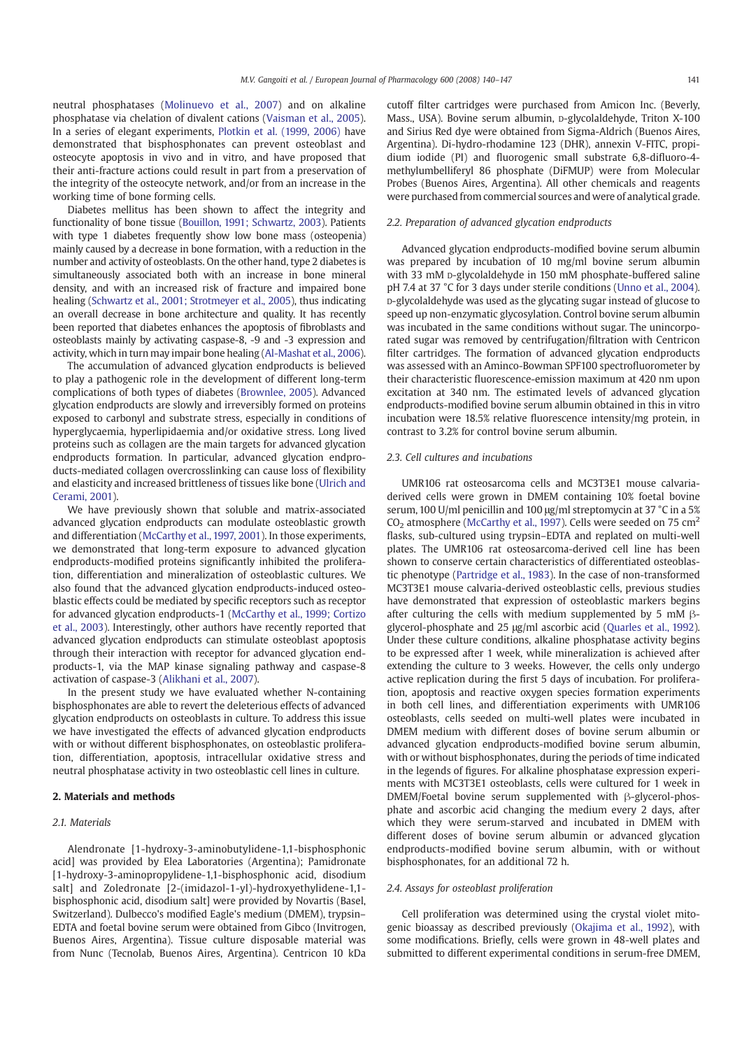neutral phosphatases (Molinuevo et al., 2007) and on alkaline phosphatase via chelation of divalent cations (Vaisman et al., 2005). In a series of elegant experiments, Plotkin et al. (1999, 2006) have demonstrated that bisphosphonates can prevent osteoblast and osteocyte apoptosis in vivo and in vitro, and have proposed that their anti-fracture actions could result in part from a preservation of the integrity of the osteocyte network, and/or from an increase in the working time of bone forming cells.

Diabetes mellitus has been shown to affect the integrity and functionality of bone tissue (Bouillon, 1991; Schwartz, 2003). Patients with type 1 diabetes frequently show low bone mass (osteopenia) mainly caused by a decrease in bone formation, with a reduction in the number and activity of osteoblasts. On the other hand, type 2 diabetes is simultaneously associated both with an increase in bone mineral density, and with an increased risk of fracture and impaired bone healing (Schwartz et al., 2001; Strotmeyer et al., 2005), thus indicating an overall decrease in bone architecture and quality. It has recently been reported that diabetes enhances the apoptosis of fibroblasts and osteoblasts mainly by activating caspase-8, -9 and -3 expression and activity, which in turn may impair bone healing (Al-Mashat et al., 2006).

The accumulation of advanced glycation endproducts is believed to play a pathogenic role in the development of different long-term complications of both types of diabetes (Brownlee, 2005). Advanced glycation endproducts are slowly and irreversibly formed on proteins exposed to carbonyl and substrate stress, especially in conditions of hyperglycaemia, hyperlipidaemia and/or oxidative stress. Long lived proteins such as collagen are the main targets for advanced glycation endproducts formation. In particular, advanced glycation endproducts-mediated collagen overcrosslinking can cause loss of flexibility and elasticity and increased brittleness of tissues like bone (Ulrich and Cerami, 2001).

We have previously shown that soluble and matrix-associated advanced glycation endproducts can modulate osteoblastic growth and differentiation (McCarthy et al., 1997, 2001). In those experiments, we demonstrated that long-term exposure to advanced glycation endproducts-modified proteins significantly inhibited the proliferation, differentiation and mineralization of osteoblastic cultures. We also found that the advanced glycation endproducts-induced osteoblastic effects could be mediated by specific receptors such as receptor for advanced glycation endproducts-1 (McCarthy et al., 1999; Cortizo et al., 2003). Interestingly, other authors have recently reported that advanced glycation endproducts can stimulate osteoblast apoptosis through their interaction with receptor for advanced glycation endproducts-1, via the MAP kinase signaling pathway and caspase-8 activation of caspase-3 (Alikhani et al., 2007).

In the present study we have evaluated whether N-containing bisphosphonates are able to revert the deleterious effects of advanced glycation endproducts on osteoblasts in culture. To address this issue we have investigated the effects of advanced glycation endproducts with or without different bisphosphonates, on osteoblastic proliferation, differentiation, apoptosis, intracellular oxidative stress and neutral phosphatase activity in two osteoblastic cell lines in culture.

## 2. Materials and methods

### 2.1. Materials

Alendronate [1-hydroxy-3-aminobutylidene-1,1-bisphosphonic acid] was provided by Elea Laboratories (Argentina); Pamidronate [1-hydroxy-3-aminopropylidene-1,1-bisphosphonic acid, disodium salt] and Zoledronate [2-(imidazol-1-yl)-hydroxyethylidene-1,1-bisphosphonic acid, disodium salt] were provided by Novartis (Basel, Switzerland). Dulbecco's modified Eagle's medium (DMEM), trypsin–EDTA and foetal bovine serum were obtained from Gibco (Invitrogen, Buenos Aires, Argentina). Tissue culture disposable material was from Nunc (Tecnolab, Buenos Aires, Argentina). Centricon 10 kDa cutoff filter cartridges were purchased from Amicon Inc. (Beverly, Mass., USA). Bovine serum albumin, D-glycolaldehyde, Triton X-100 and Sirius Red dye were obtained from Sigma-Aldrich (Buenos Aires, Argentina). Di-hydro-rhodamine 123 (DHR), annexin V-FITC, propidium iodide (PI) and fluorogenic small substrate 6,8-difluoro-4-methylumbelliferyl 86 phosphate (DiFMUP) were from Molecular Probes (Buenos Aires, Argentina). All other chemicals and reagents were purchased from commercial sources and were of analytical grade.

### 2.2. Preparation of advanced glycation endproducts

Advanced glycation endproducts-modified bovine serum albumin was prepared by incubation of 10 mg/ml bovine serum albumin with 33 mM D-glycolaldehyde in 150 mM phosphate-buffered saline pH 7.4 at 37 °C for 3 days under sterile conditions (Unno et al., 2004). D-glycolaldehyde was used as the glycating sugar instead of glucose to speed up non-enzymatic glycosylation. Control bovine serum albumin was incubated in the same conditions without sugar. The unincorporated sugar was removed by centrifugation/filtration with Centricon filter cartridges. The formation of advanced glycation endproducts was assessed with an Aminco-Bowman SPF100 spectrofluorometer by their characteristic fluorescence-emission maximum at 420 nm upon excitation at 340 nm. The estimated levels of advanced glycation endproducts-modified bovine serum albumin obtained in this in vitro incubation were 18.5% relative fluorescence intensity/mg protein, in contrast to 3.2% for control bovine serum albumin.

### 2.3. Cell cultures and incubations

UMR106 rat osteosarcoma cells and MC3T3E1 mouse calvaria-derived cells were grown in DMEM containing 10% foetal bovine serum, 100 U/ml penicillin and 100 μg/ml streptomycin at 37 °C in a 5% $CO_2$ atmosphere (McCarthy et al., 1997). Cells were seeded on 75 $cm^2$ flasks, sub-cultured using trypsin–EDTA and replated on multi-well plates. The UMR106 rat osteosarcoma-derived cell line has been shown to conserve certain characteristics of differentiated osteoblastic phenotype (Partridge et al., 1983). In the case of non-transformed MC3T3E1 mouse calvaria-derived osteoblastic cells, previous studies have demonstrated that expression of osteoblastic markers begins after culturing the cells with medium supplemented by 5 mM β-glycerol-phosphate and 25 μg/ml ascorbic acid (Quarles et al., 1992). Under these culture conditions, alkaline phosphatase activity begins to be expressed after 1 week, while mineralization is achieved after extending the culture to 3 weeks. However, the cells only undergo active replication during the first 5 days of incubation. For proliferation, apoptosis and reactive oxygen species formation experiments in both cell lines, and differentiation experiments with UMR106 osteoblasts, cells seeded on multi-well plates were incubated in DMEM medium with different doses of bovine serum albumin or advanced glycation endproducts-modified bovine serum albumin, with or without bisphosphonates, during the periods of time indicated in the legends of figures. For alkaline phosphatase expression experiments with MC3T3E1 osteoblasts, cells were cultured for 1 week in DMEM/Foetal bovine serum supplemented with β-glycerol-phosphate and ascorbic acid changing the medium every 2 days, after which they were serum-starved and incubated in DMEM with different doses of bovine serum albumin or advanced glycation endproducts-modified bovine serum albumin, with or without bisphosphonates, for an additional 72 h.

### 2.4. Assays for osteoblast proliferation

Cell proliferation was determined using the crystal violet mitogenic bioassay as described previously (Okajima et al., 1992), with some modifications. Briefly, cells were grown in 48-well plates and submitted to different experimental conditions in serum-free DMEM,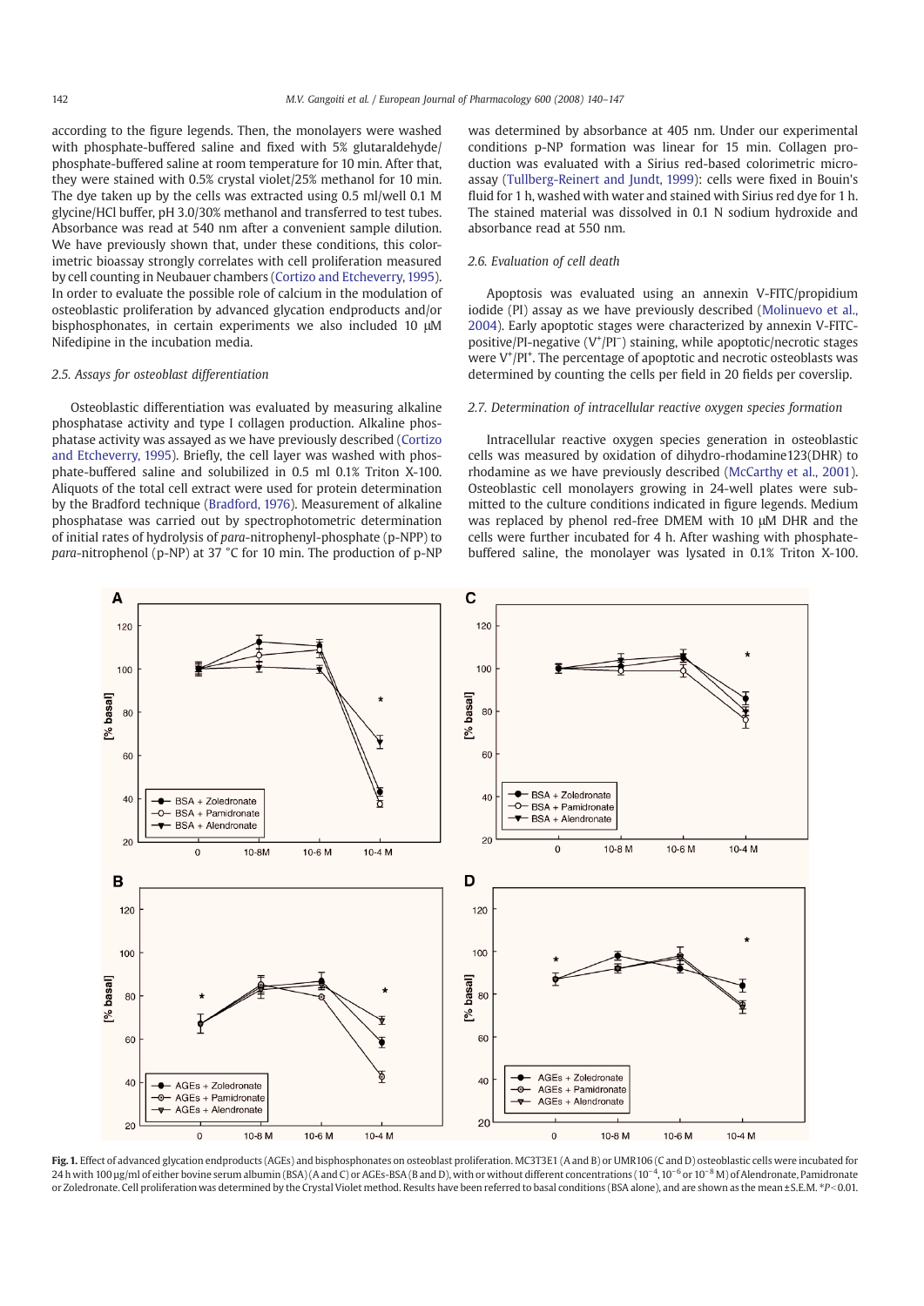according to the figure legends. Then, the monolayers were washed with phosphate-buffered saline and fixed with 5% glutaraldehyde/phosphate-buffered saline at room temperature for 10 min. After that, they were stained with 0.5% crystal violet/25% methanol for 10 min. The dye taken up by the cells was extracted using 0.5 ml/well 0.1 M glycine/HCl buffer, pH 3.0/30% methanol and transferred to test tubes. Absorbance was read at 540 nm after a convenient sample dilution. We have previously shown that, under these conditions, this colorimetric bioassay strongly correlates with cell proliferation measured by cell counting in Neubauer chambers (Cortizo and Etcheverry, 1995). In order to evaluate the possible role of calcium in the modulation of osteoblastic proliferation by advanced glycation endproducts and/or bisphosphonates, in certain experiments we also included 10 μM Nifedipine in the incubation media.

### 2.5. Assays for osteoblast differentiation

Osteoblastic differentiation was evaluated by measuring alkaline phosphatase activity and type I collagen production. Alkaline phosphatase activity was assayed as we have previously described (Cortizo and Etcheverry, 1995). Briefly, the cell layer was washed with phosphate-buffered saline and solubilized in 0.5 ml 0.1% Triton X-100. Aliquots of the total cell extract were used for protein determination by the Bradford technique (Bradford, 1976). Measurement of alkaline phosphatase was carried out by spectrophotometric determination of initial rates of hydrolysis of *para*-nitrophenyl-phosphate (p-NPP) to *para*-nitrophenol (p-NP) at 37 °C for 10 min. The production of p-NP was determined by absorbance at 405 nm. Under our experimental conditions p-NP formation was linear for 15 min. Collagen production was evaluated with a Sirius red-based colorimetric microassay (Tullberg-Reinert and Jundt, 1999): cells were fixed in Bouin's fluid for 1 h, washed with water and stained with Sirius red dye for 1 h. The stained material was dissolved in 0.1 N sodium hydroxide and absorbance read at 550 nm.

### 2.6. Evaluation of cell death

Apoptosis was evaluated using an annexin V-FITC/propidium iodide (PI) assay as we have previously described (Molinuevo et al., 2004). Early apoptotic stages were characterized by annexin V-FITC-positive/PI-negative ($V^+/PI^-$) staining, while apoptotic/necrotic stages were $V^+/PI^+$. The percentage of apoptotic and necrotic osteoblasts was determined by counting the cells per field in 20 fields per coverslip.

### 2.7. Determination of intracellular reactive oxygen species formation

Intracellular reactive oxygen species generation in osteoblastic cells was measured by oxidation of dihydro-rhodamine123(DHR) to rhodamine as we have previously described (McCarthy et al., 2001). Osteoblastic cell monolayers growing in 24-well plates were submitted to the culture conditions indicated in figure legends. Medium was replaced by phenol red-free DMEM with 10 μM DHR and the cells were further incubated for 4 h. After washing with phosphate-buffered saline, the monolayer was lysated in 0.1% Triton X-100.

**Fig. 1.** Effect of advanced glycation endproducts (AGEs) and bisphosphonates on osteoblast proliferation. MC3T3E1 (A and B) or UMR106 (C and D) osteoblastic cells were incubated for 24 h with 100 μg/ml of either bovine serum albumin (BSA) (A and C) or AGEs-BSA (B and D), with or without different concentrations ($10^{-4}$, $10^{-6}$ or $10^{-8}$ M) of Alendronate, Pamidronate or Zoledronate. Cell proliferation was determined by the Crystal Violet method. Results have been referred to basal conditions (BSA alone), and are shown as the mean ± S.E.M. *$P<0.01$.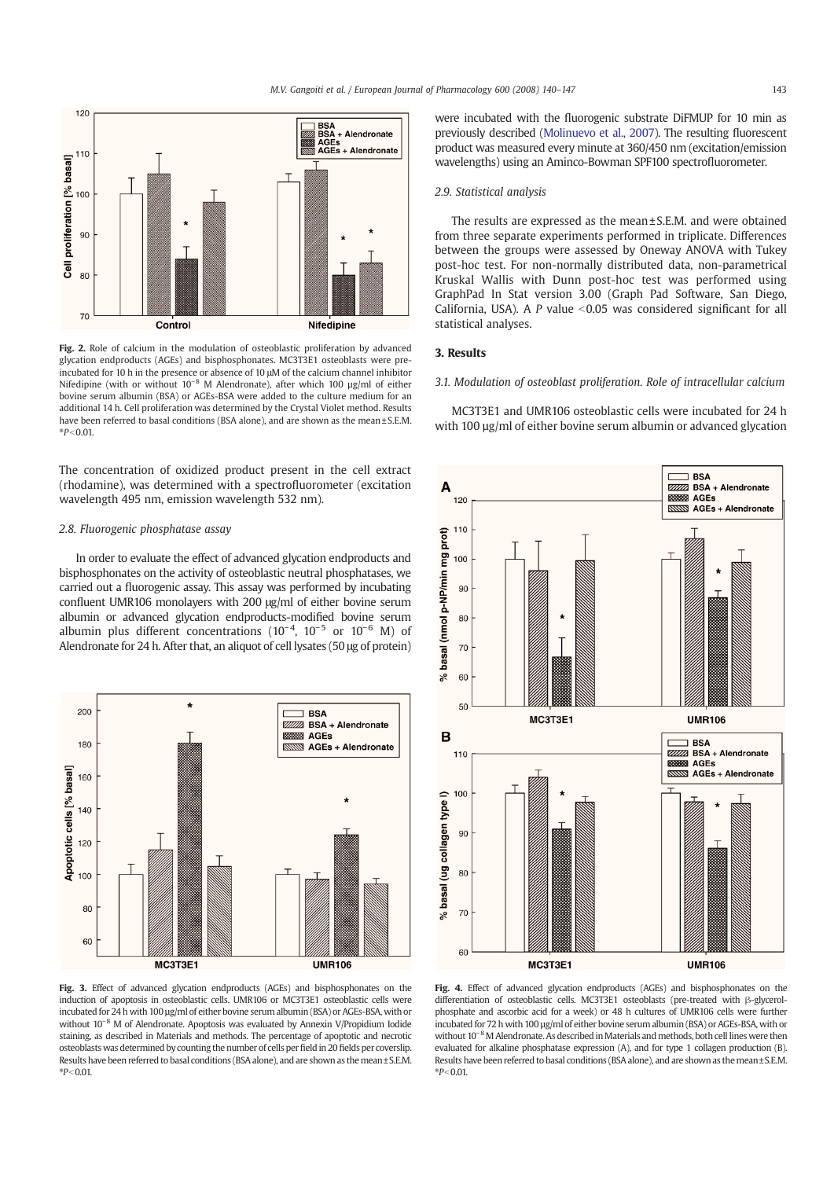Fig. 2. Role of calcium in the modulation of osteoblastic proliferation by advanced glycation endproducts (AGEs) and bisphosphonates. MC3T3E1 osteoblasts were pre-incubated for 10 h in the presence or absence of 10 μM of the calcium channel inhibitor Nifedipine (with or without $10^{-8}$ M Alendronate), after which 100 μg/ml of either bovine serum albumin (BSA) or AGEs-BSA were added to the culture medium for an additional 14 h. Cell proliferation was determined by the Crystal Violet method. Results have been referred to basal conditions (BSA alone), and are shown as the mean±S.E.M. *$P$<0.01.

The concentration of oxidized product present in the cell extract (rhodamine), was determined with a spectrofluorometer (excitation wavelength 495 nm, emission wavelength 532 nm).

### 2.8. Fluorogenic phosphatase assay

In order to evaluate the effect of advanced glycation endproducts and bisphosphonates on the activity of osteoblastic neutral phosphatases, we carried out a fluorogenic assay. This assay was performed by incubating confluent UMR106 monolayers with 200 μg/ml of either bovine serum albumin or advanced glycation endproducts-modified bovine serum albumin plus different concentrations ($10^{-4}$, $10^{-5}$ or $10^{-6}$ M) of Alendronate for 24 h. After that, an aliquot of cell lysates (50 μg of protein) were incubated with the fluorogenic substrate DiFMUP for 10 min as previously described (Molinuevo et al., 2007). The resulting fluorescent product was measured every minute at 360/450 nm (excitation/emission wavelengths) using an Aminco-Bowman SPF100 spectrofluorometer.

### 2.9. Statistical analysis

The results are expressed as the mean±S.E.M. and were obtained from three separate experiments performed in triplicate. Differences between the groups were assessed by Oneway ANOVA with Tukey post-hoc test. For non-normally distributed data, non-parametrical Kruskal Wallis with Dunn post-hoc test was performed using GraphPad In Stat version 3.00 (Graph Pad Software, San Diego, California, USA). A $P$ value <0.05 was considered significant for all statistical analyses.

## 3. Results

### 3.1. Modulation of osteoblast proliferation. Role of intracellular calcium

MC3T3E1 and UMR106 osteoblastic cells were incubated for 24 h with 100 μg/ml of either bovine serum albumin or advanced glycation

Fig. 3. Effect of advanced glycation endproducts (AGEs) and bisphosphonates on the induction of apoptosis in osteoblastic cells. UMR106 or MC3T3E1 osteoblastic cells were incubated for 24 h with 100 μg/ml of either bovine serum albumin (BSA) or AGEs-BSA, with or without $10^{-8}$ M of Alendronate. Apoptosis was evaluated by Annexin V/Propidium Iodide staining, as described in Materials and methods. The percentage of apoptotic and necrotic osteoblasts was determined by counting the number of cells per field in 20 fields per coverslip. Results have been referred to basal conditions (BSA alone), and are shown as the mean±S.E.M. *$P$<0.01.

Fig. 4. Effect of advanced glycation endproducts (AGEs) and bisphosphonates on the differentiation of osteoblastic cells. MC3T3E1 osteoblasts (pre-treated with β-glycerol-phosphate and ascorbic acid for a week) or 48 h cultures of UMR106 cells were further incubated for 72 h with 100 μg/ml of either bovine serum albumin (BSA) or AGEs-BSA, with or without $10^{-8}$ M Alendronate. As described in Materials and methods, both cell lines were then evaluated for alkaline phosphatase expression (A), and for type 1 collagen production (B). Results have been referred to basal conditions (BSA alone), and are shown as the mean±S.E.M. *$P$<0.01.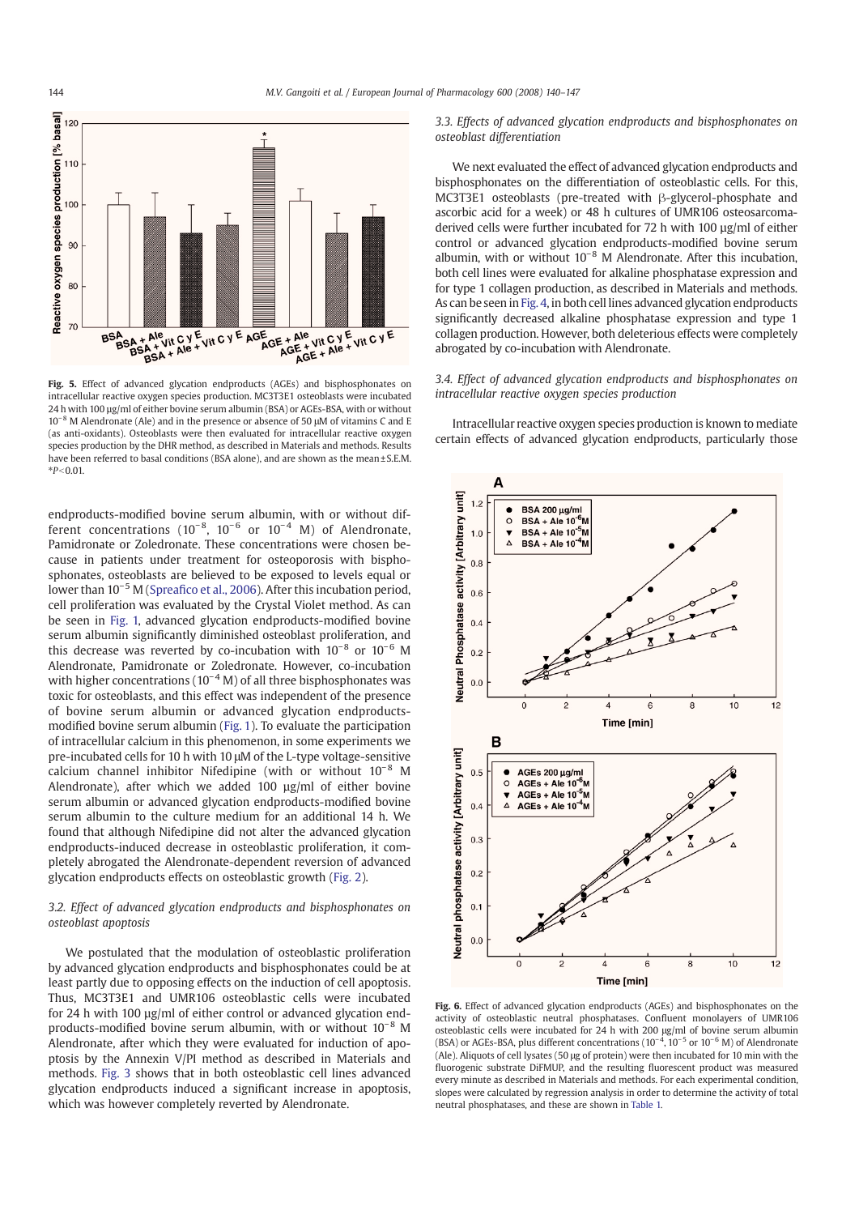Fig. 5. Effect of advanced glycation endproducts (AGEs) and bisphosphonates on intracellular reactive oxygen species production. MC3T3E1 osteoblasts were incubated 24 h with 100 μg/ml of either bovine serum albumin (BSA) or AGEs-BSA, with or without $10^{-8}$ M Alendronate (Ale) and in the presence or absence of 50 μM of vitamins C and E (as anti-oxidants). Osteoblasts were then evaluated for intracellular reactive oxygen species production by the DHR method, as described in Materials and methods. Results have been referred to basal conditions (BSA alone), and are shown as the mean±S.E.M. *$P<0.01$.

endproducts-modified bovine serum albumin, with or without different concentrations ($10^{-8}$, $10^{-6}$ or $10^{-4}$ M) of Alendronate, Pamidronate or Zoledronate. These concentrations were chosen because in patients under treatment for osteoporosis with bisphosphonates, osteoblasts are believed to be exposed to levels equal or lower than $10^{-5}$ M (Spreafico et al., 2006). After this incubation period, cell proliferation was evaluated by the Crystal Violet method. As can be seen in Fig. 1, advanced glycation endproducts-modified bovine serum albumin significantly diminished osteoblast proliferation, and this decrease was reverted by co-incubation with $10^{-8}$ or $10^{-6}$ M Alendronate, Pamidronate or Zoledronate. However, co-incubation with higher concentrations ($10^{-4}$ M) of all three bisphosphonates was toxic for osteoblasts, and this effect was independent of the presence of bovine serum albumin or advanced glycation endproducts-modified bovine serum albumin (Fig. 1). To evaluate the participation of intracellular calcium in this phenomenon, in some experiments we pre-incubated cells for 10 h with 10 μM of the L-type voltage-sensitive calcium channel inhibitor Nifedipine (with or without $10^{-8}$ M Alendronate), after which we added 100 μg/ml of either bovine serum albumin or advanced glycation endproducts-modified bovine serum albumin to the culture medium for an additional 14 h. We found that although Nifedipine did not alter the advanced glycation endproducts-induced decrease in osteoblastic proliferation, it completely abrogated the Alendronate-dependent reversion of advanced glycation endproducts effects on osteoblastic growth (Fig. 2).

### 3.2. Effect of advanced glycation endproducts and bisphosphonates on osteoblast apoptosis

We postulated that the modulation of osteoblastic proliferation by advanced glycation endproducts and bisphosphonates could be at least partly due to opposing effects on the induction of cell apoptosis. Thus, MC3T3E1 and UMR106 osteoblastic cells were incubated for 24 h with 100 μg/ml of either control or advanced glycation endproducts-modified bovine serum albumin, with or without $10^{-8}$ M Alendronate, after which they were evaluated for induction of apoptosis by the Annexin V/PI method as described in Materials and methods. Fig. 3 shows that in both osteoblastic cell lines advanced glycation endproducts induced a significant increase in apoptosis, which was however completely reverted by Alendronate.

### 3.3. Effects of advanced glycation endproducts and bisphosphonates on osteoblast differentiation

We next evaluated the effect of advanced glycation endproducts and bisphosphonates on the differentiation of osteoblastic cells. For this, MC3T3E1 osteoblasts (pre-treated with β-glycerol-phosphate and ascorbic acid for a week) or 48 h cultures of UMR106 osteosarcoma-derived cells were further incubated for 72 h with 100 μg/ml of either control or advanced glycation endproducts-modified bovine serum albumin, with or without $10^{-8}$ M Alendronate. After this incubation, both cell lines were evaluated for alkaline phosphatase expression and for type 1 collagen production, as described in Materials and methods. As can be seen in Fig. 4, in both cell lines advanced glycation endproducts significantly decreased alkaline phosphatase expression and type 1 collagen production. However, both deleterious effects were completely abrogated by co-incubation with Alendronate.

### 3.4. Effect of advanced glycation endproducts and bisphosphonates on intracellular reactive oxygen species production

Intracellular reactive oxygen species production is known to mediate certain effects of advanced glycation endproducts, particularly those

Fig. 6. Effect of advanced glycation endproducts (AGEs) and bisphosphonates on the activity of osteoblastic neutral phosphatases. Confluent monolayers of UMR106 osteoblastic cells were incubated for 24 h with 200 μg/ml of bovine serum albumin (BSA) or AGEs-BSA, plus different concentrations ($10^{-4}$, $10^{-5}$ or $10^{-6}$ M) of Alendronate (Ale). Aliquots of cell lysates (50 μg of protein) were then incubated for 10 min with the fluorogenic substrate DiFMUP, and the resulting fluorescent product was measured every minute as described in Materials and methods. For each experimental condition, slopes were calculated by regression analysis in order to determine the activity of total neutral phosphatases, and these are shown in Table 1.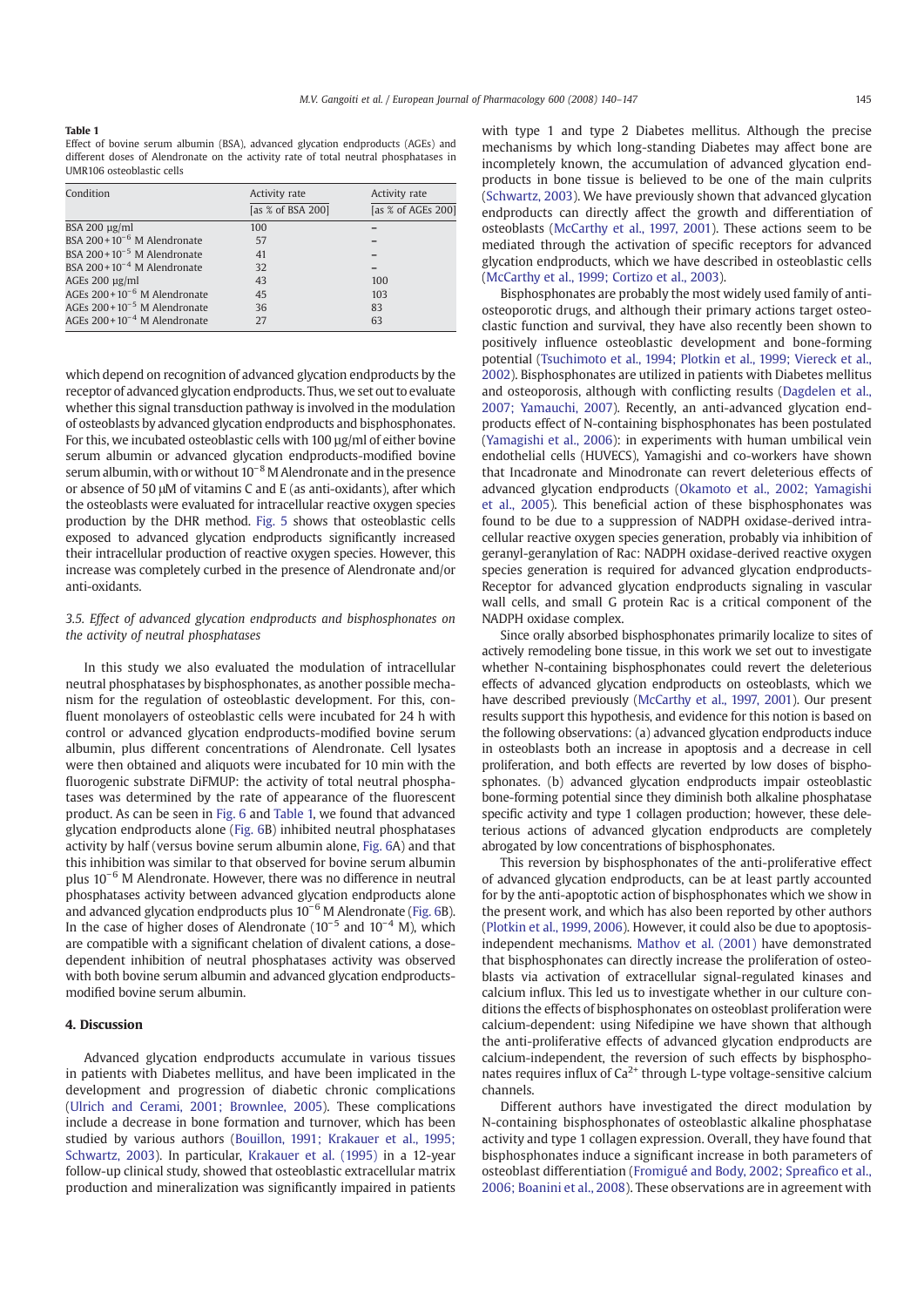**Table 1**

Effect of bovine serum albumin (BSA), advanced glycation endproducts (AGEs) and different doses of Alendronate on the activity rate of total neutral phosphatases in UMR106 osteoblastic cells

| Condition | Activity rate [as % of BSA 200] | Activity rate [as % of AGEs 200] |
|---|---|---|
| BSA 200 µg/ml | 100 | – |
| BSA 200 + $10^{-6}$ M Alendronate | 57 | – |
| BSA 200 + $10^{-5}$ M Alendronate | 41 | – |
| BSA 200 + $10^{-4}$ M Alendronate | 32 | – |
| AGEs 200 µg/ml | 43 | 100 |
| AGEs 200 + $10^{-6}$ M Alendronate | 45 | 103 |
| AGEs 200 + $10^{-5}$ M Alendronate | 36 | 83 |
| AGEs 200 + $10^{-4}$ M Alendronate | 27 | 63 |

which depend on recognition of advanced glycation endproducts by the receptor of advanced glycation endproducts. Thus, we set out to evaluate whether this signal transduction pathway is involved in the modulation of osteoblasts by advanced glycation endproducts and bisphosphonates. For this, we incubated osteoblastic cells with 100 µg/ml of either bovine serum albumin or advanced glycation endproducts-modified bovine serum albumin, with or without $10^{-8}$ M Alendronate and in the presence or absence of 50 µM of vitamins C and E (as anti-oxidants), after which the osteoblasts were evaluated for intracellular reactive oxygen species production by the DHR method. Fig. 5 shows that osteoblastic cells exposed to advanced glycation endproducts significantly increased their intracellular production of reactive oxygen species. However, this increase was completely curbed in the presence of Alendronate and/or anti-oxidants.

### 3.5. Effect of advanced glycation endproducts and bisphosphonates on the activity of neutral phosphatases

In this study we also evaluated the modulation of intracellular neutral phosphatases by bisphosphonates, as another possible mechanism for the regulation of osteoblastic development. For this, confluent monolayers of osteoblastic cells were incubated for 24 h with control or advanced glycation endproducts-modified bovine serum albumin, plus different concentrations of Alendronate. Cell lysates were then obtained and aliquots were incubated for 10 min with the fluorogenic substrate DiFMUP: the activity of total neutral phosphatases was determined by the rate of appearance of the fluorescent product. As can be seen in Fig. 6 and Table 1, we found that advanced glycation endproducts alone (Fig. 6B) inhibited neutral phosphatases activity by half (versus bovine serum albumin alone, Fig. 6A) and that this inhibition was similar to that observed for bovine serum albumin plus $10^{-6}$ M Alendronate. However, there was no difference in neutral phosphatases activity between advanced glycation endproducts alone and advanced glycation endproducts plus $10^{-6}$ M Alendronate (Fig. 6B). In the case of higher doses of Alendronate ($10^{-5}$ and $10^{-4}$ M), which are compatible with a significant chelation of divalent cations, a dose-dependent inhibition of neutral phosphatases activity was observed with both bovine serum albumin and advanced glycation endproducts-modified bovine serum albumin.

## 4. Discussion

Advanced glycation endproducts accumulate in various tissues in patients with Diabetes mellitus, and have been implicated in the development and progression of diabetic chronic complications (Ulrich and Cerami, 2001; Brownlee, 2005). These complications include a decrease in bone formation and turnover, which has been studied by various authors (Bouillon, 1991; Krakauer et al., 1995; Schwartz, 2003). In particular, Krakauer et al. (1995) in a 12-year follow-up clinical study, showed that osteoblastic extracellular matrix production and mineralization was significantly impaired in patients with type 1 and type 2 Diabetes mellitus. Although the precise mechanisms by which long-standing Diabetes may affect bone are incompletely known, the accumulation of advanced glycation endproducts in bone tissue is believed to be one of the main culprits (Schwartz, 2003). We have previously shown that advanced glycation endproducts can directly affect the growth and differentiation of osteoblasts (McCarthy et al., 1997, 2001). These actions seem to be mediated through the activation of specific receptors for advanced glycation endproducts, which we have described in osteoblastic cells (McCarthy et al., 1999; Cortizo et al., 2003).

Bisphosphonates are probably the most widely used family of anti-osteoporotic drugs, and although their primary actions target osteoclastic function and survival, they have also recently been shown to positively influence osteoblastic development and bone-forming potential (Tsuchimoto et al., 1994; Plotkin et al., 1999; Viereck et al., 2002). Bisphosphonates are utilized in patients with Diabetes mellitus and osteoporosis, although with conflicting results (Dagdelen et al., 2007; Yamauchi, 2007). Recently, an anti-advanced glycation endproducts effect of N-containing bisphosphonates has been postulated (Yamagishi et al., 2006): in experiments with human umbilical vein endothelial cells (HUVECS), Yamagishi and co-workers have shown that Incadronate and Minodronate can revert deleterious effects of advanced glycation endproducts (Okamoto et al., 2002; Yamagishi et al., 2005). This beneficial action of these bisphosphonates was found to be due to a suppression of NADPH oxidase-derived intracellular reactive oxygen species generation, probably via inhibition of geranyl-geranylation of Rac: NADPH oxidase-derived reactive oxygen species generation is required for advanced glycation endproducts-Receptor for advanced glycation endproducts signaling in vascular wall cells, and small G protein Rac is a critical component of the NADPH oxidase complex.

Since orally absorbed bisphosphonates primarily localize to sites of actively remodeling bone tissue, in this work we set out to investigate whether N-containing bisphosphonates could revert the deleterious effects of advanced glycation endproducts on osteoblasts, which we have described previously (McCarthy et al., 1997, 2001). Our present results support this hypothesis, and evidence for this notion is based on the following observations: (a) advanced glycation endproducts induce in osteoblasts both an increase in apoptosis and a decrease in cell proliferation, and both effects are reverted by low doses of bisphosphonates. (b) advanced glycation endproducts impair osteoblastic bone-forming potential since they diminish both alkaline phosphatase specific activity and type 1 collagen production; however, these deleterious actions of advanced glycation endproducts are completely abrogated by low concentrations of bisphosphonates.

This reversion by bisphosphonates of the anti-proliferative effect of advanced glycation endproducts, can be at least partly accounted for by the anti-apoptotic action of bisphosphonates which we show in the present work, and which has also been reported by other authors (Plotkin et al., 1999, 2006). However, it could also be due to apoptosis-independent mechanisms. Mathov et al. (2001) have demonstrated that bisphosphonates can directly increase the proliferation of osteoblasts via activation of extracellular signal-regulated kinases and calcium influx. This led us to investigate whether in our culture conditions the effects of bisphosphonates on osteoblast proliferation were calcium-dependent: using Nifedipine we have shown that although the anti-proliferative effects of advanced glycation endproducts are calcium-independent, the reversion of such effects by bisphosphonates requires influx of $Ca^{2+}$ through L-type voltage-sensitive calcium channels.

Different authors have investigated the direct modulation by N-containing bisphosphonates of osteoblastic alkaline phosphatase activity and type 1 collagen expression. Overall, they have found that bisphosphonates induce a significant increase in both parameters of osteoblast differentiation (Fromigué and Body, 2002; Spreafico et al., 2006; Boanini et al., 2008). These observations are in agreement with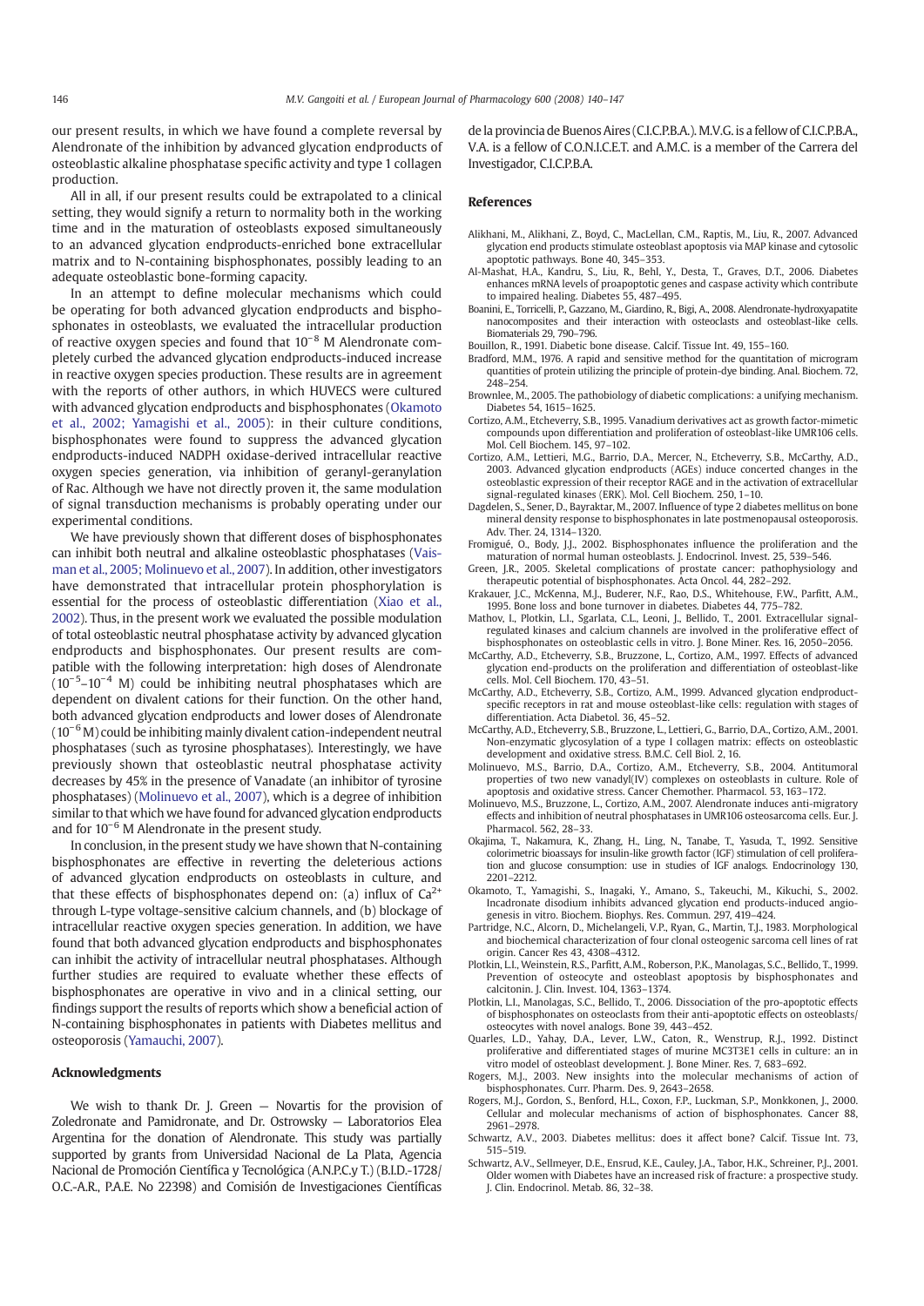our present results, in which we have found a complete reversal by Alendronate of the inhibition by advanced glycation endproducts of osteoblastic alkaline phosphatase specific activity and type 1 collagen production.

All in all, if our present results could be extrapolated to a clinical setting, they would signify a return to normality both in the working time and in the maturation of osteoblasts exposed simultaneously to an advanced glycation endproducts-enriched bone extracellular matrix and to N-containing bisphosphonates, possibly leading to an adequate osteoblastic bone-forming capacity.

In an attempt to define molecular mechanisms which could be operating for both advanced glycation endproducts and bisphosphonates in osteoblasts, we evaluated the intracellular production of reactive oxygen species and found that $10^{-8}$ M Alendronate completely curbed the advanced glycation endproducts-induced increase in reactive oxygen species production. These results are in agreement with the reports of other authors, in which HUVECS were cultured with advanced glycation endproducts and bisphosphonates (Okamoto et al., 2002; Yamagishi et al., 2005): in their culture conditions, bisphosphonates were found to suppress the advanced glycation endproducts-induced NADPH oxidase-derived intracellular reactive oxygen species generation, via inhibition of geranyl-geranylation of Rac. Although we have not directly proven it, the same modulation of signal transduction mechanisms is probably operating under our experimental conditions.

We have previously shown that different doses of bisphosphonates can inhibit both neutral and alkaline osteoblastic phosphatases (Vaisman et al., 2005; Molinuevo et al., 2007). In addition, other investigators have demonstrated that intracellular protein phosphorylation is essential for the process of osteoblastic differentiation (Xiao et al., 2002). Thus, in the present work we evaluated the possible modulation of total osteoblastic neutral phosphatase activity by advanced glycation endproducts and bisphosphonates. Our present results are compatible with the following interpretation: high doses of Alendronate ($10^{-5}$–$10^{-4}$ M) could be inhibiting neutral phosphatases which are dependent on divalent cations for their function. On the other hand, both advanced glycation endproducts and lower doses of Alendronate ($10^{-6}$ M) could be inhibiting mainly divalent cation-independent neutral phosphatases (such as tyrosine phosphatases). Interestingly, we have previously shown that osteoblastic neutral phosphatase activity decreases by 45% in the presence of Vanadate (an inhibitor of tyrosine phosphatases) (Molinuevo et al., 2007), which is a degree of inhibition similar to that which we have found for advanced glycation endproducts and for $10^{-6}$ M Alendronate in the present study.

In conclusion, in the present study we have shown that N-containing bisphosphonates are effective in reverting the deleterious actions of advanced glycation endproducts on osteoblasts in culture, and that these effects of bisphosphonates depend on: (a) influx of $Ca^{2+}$ through L-type voltage-sensitive calcium channels, and (b) blockage of intracellular reactive oxygen species generation. In addition, we have found that both advanced glycation endproducts and bisphosphonates can inhibit the activity of intracellular neutral phosphatases. Although further studies are required to evaluate whether these effects of bisphosphonates are operative in vivo and in a clinical setting, our findings support the results of reports which show a beneficial action of N-containing bisphosphonates in patients with Diabetes mellitus and osteoporosis (Yamauchi, 2007).

## Acknowledgments

We wish to thank Dr. J. Green — Novartis for the provision of Zoledronate and Pamidronate, and Dr. Ostrowsky — Laboratorios Elea Argentina for the donation of Alendronate. This study was partially supported by grants from Universidad Nacional de La Plata, Agencia Nacional de Promoción Científica y Tecnológica (A.N.P.C.y T.) (B.I.D.-1728/O.C.-A.R., P.A.E. No 22398) and Comisión de Investigaciones Científicas de la provincia de Buenos Aires (C.I.C.P.B.A.). M.V.G. is a fellow of C.I.C.P.B.A., V.A. is a fellow of C.O.N.I.C.E.T. and A.M.C. is a member of the Carrera del Investigador, C.I.C.P.B.A.

## References

Alikhani, M., Alikhani, Z., Boyd, C., MacLellan, C.M., Raptis, M., Liu, R., 2007. Advanced glycation end products stimulate osteoblast apoptosis via MAP kinase and cytosolic apoptotic pathways. Bone 40, 345–353.

Al-Mashat, H.A., Kandru, S., Liu, R., Behl, Y., Desta, T., Graves, D.T., 2006. Diabetes enhances mRNA levels of proapoptotic genes and caspase activity which contribute to impaired healing. Diabetes 55, 487–495.

Boanini, E., Torricelli, P., Gazzano, M., Giardino, R., Bigi, A., 2008. Alendronate-hydroxyapatite nanocomposites and their interaction with osteoclasts and osteoblast-like cells. Biomaterials 29, 790–796.

Bouillon, R., 1991. Diabetic bone disease. Calcif. Tissue Int. 49, 155–160.

Bradford, M.M., 1976. A rapid and sensitive method for the quantitation of microgram quantities of protein utilizing the principle of protein-dye binding. Anal. Biochem. 72, 248–254.

Brownlee, M., 2005. The pathobiology of diabetic complications: a unifying mechanism. Diabetes 54, 1615–1625.

Cortizo, A.M., Etcheverry, S.B., 1995. Vanadium derivatives act as growth factor-mimetic compounds upon differentiation and proliferation of osteoblast-like UMR106 cells. Mol. Cell Biochem. 145, 97–102.

Cortizo, A.M., Lettieri, M.G., Barrio, D.A., Mercer, N., Etcheverry, S.B., McCarthy, A.D., 2003. Advanced glycation endproducts (AGEs) induce concerted changes in the osteoblastic expression of their receptor RAGE and in the activation of extracellular signal-regulated kinases (ERK). Mol. Cell Biochem. 250, 1–10.

Dagdelen, S., Sener, D., Bayraktar, M., 2007. Influence of type 2 diabetes mellitus on bone mineral density response to bisphosphonates in late postmenopausal osteoporosis. Adv. Ther. 24, 1314–1320.

Fromigué, O., Body, J.J., 2002. Bisphosphonates influence the proliferation and the maturation of normal human osteoblasts. J. Endocrinol. Invest. 25, 539–546.

Green, J.R., 2005. Skeletal complications of prostate cancer: pathophysiology and therapeutic potential of bisphosphonates. Acta Oncol. 44, 282–292.

Krakauer, J.C., McKenna, M.J., Buderer, N.F., Rao, D.S., Whitehouse, F.W., Parfitt, A.M., 1995. Bone loss and bone turnover in diabetes. Diabetes 44, 775–782.

Mathov, I., Plotkin, L.I., Sgarlata, C.L., Leoni, J., Bellido, T., 2001. Extracellular signal-regulated kinases and calcium channels are involved in the proliferative effect of bisphosphonates on osteoblastic cells in vitro. J. Bone Miner. Res. 16, 2050–2056.

McCarthy, A.D., Etcheverry, S.B., Bruzzone, L., Cortizo, A.M., 1997. Effects of advanced glycation end-products on the proliferation and differentiation of osteoblast-like cells. Mol. Cell Biochem. 170, 43–51.

McCarthy, A.D., Etcheverry, S.B., Cortizo, A.M., 1999. Advanced glycation endproduct-specific receptors in rat and mouse osteoblast-like cells: regulation with stages of differentiation. Acta Diabetol. 36, 45–52.

McCarthy, A.D., Etcheverry, S.B., Bruzzone, L., Lettieri, G., Barrio, D.A., Cortizo, A.M., 2001. Non-enzymatic glycosylation of a type I collagen matrix: effects on osteoblastic development and oxidative stress. B.M.C. Cell Biol. 2, 16.

Molinuevo, M.S., Barrio, D.A., Cortizo, A.M., Etcheverry, S.B., 2004. Antitumoral properties of two new vanadyl(IV) complexes on osteoblasts in culture. Role of apoptosis and oxidative stress. Cancer Chemother. Pharmacol. 53, 163–172.

Molinuevo, M.S., Bruzzone, L., Cortizo, A.M., 2007. Alendronate induces anti-migratory effects and inhibition of neutral phosphatases in UMR106 osteosarcoma cells. Eur. J. Pharmacol. 562, 28–33.

Okajima, T., Nakamura, K., Zhang, H., Ling, N., Tanabe, T., Yasuda, T., 1992. Sensitive colorimetric bioassays for insulin-like growth factor (IGF) stimulation of cell proliferation and glucose consumption: use in studies of IGF analogs. Endocrinology 130, 2201–2212.

Okamoto, T., Yamagishi, S., Inagaki, Y., Amano, S., Takeuchi, M., Kikuchi, S., 2002. Incadronate disodium inhibits advanced glycation end products-induced angiogenesis in vitro. Biochem. Biophys. Res. Commun. 297, 419–424.

Partridge, N.C., Alcorn, D., Michelangeli, V.P., Ryan, G., Martin, T.J., 1983. Morphological and biochemical characterization of four clonal osteogenic sarcoma cell lines of rat origin. Cancer Res 43, 4308–4312.

Plotkin, L.I., Weinstein, R.S., Parfitt, A.M., Roberson, P.K., Manolagas, S.C., Bellido, T., 1999. Prevention of osteocyte and osteoblast apoptosis by bisphosphonates and calcitonin. J. Clin. Invest. 104, 1363–1374.

Plotkin, L.I., Manolagas, S.C., Bellido, T., 2006. Dissociation of the pro-apoptotic effects of bisphosphonates on osteoclasts from their anti-apoptotic effects on osteoblasts/osteocytes with novel analogs. Bone 39, 443–452.

Quarles, L.D., Yahay, D.A., Lever, L.W., Caton, R., Wenstrup, R.J., 1992. Distinct proliferative and differentiated stages of murine MC3T3E1 cells in culture: an in vitro model of osteoblast development. J. Bone Miner. Res. 7, 683–692.

Rogers, M.J., 2003. New insights into the molecular mechanisms of action of bisphosphonates. Curr. Pharm. Des. 9, 2643–2658.

Rogers, M.J., Gordon, S., Benford, H.L., Coxon, F.P., Luckman, S.P., Monkkonen, J., 2000. Cellular and molecular mechanisms of action of bisphosphonates. Cancer 88, 2961–2978.

Schwartz, A.V., 2003. Diabetes mellitus: does it affect bone? Calcif. Tissue Int. 73, 515–519.

Schwartz, A.V., Sellmeyer, D.E., Ensrud, K.E., Cauley, J.A., Tabor, H.K., Schreiner, P.J., 2001. Older women with Diabetes have an increased risk of fracture: a prospective study. J. Clin. Endocrinol. Metab. 86, 32–38.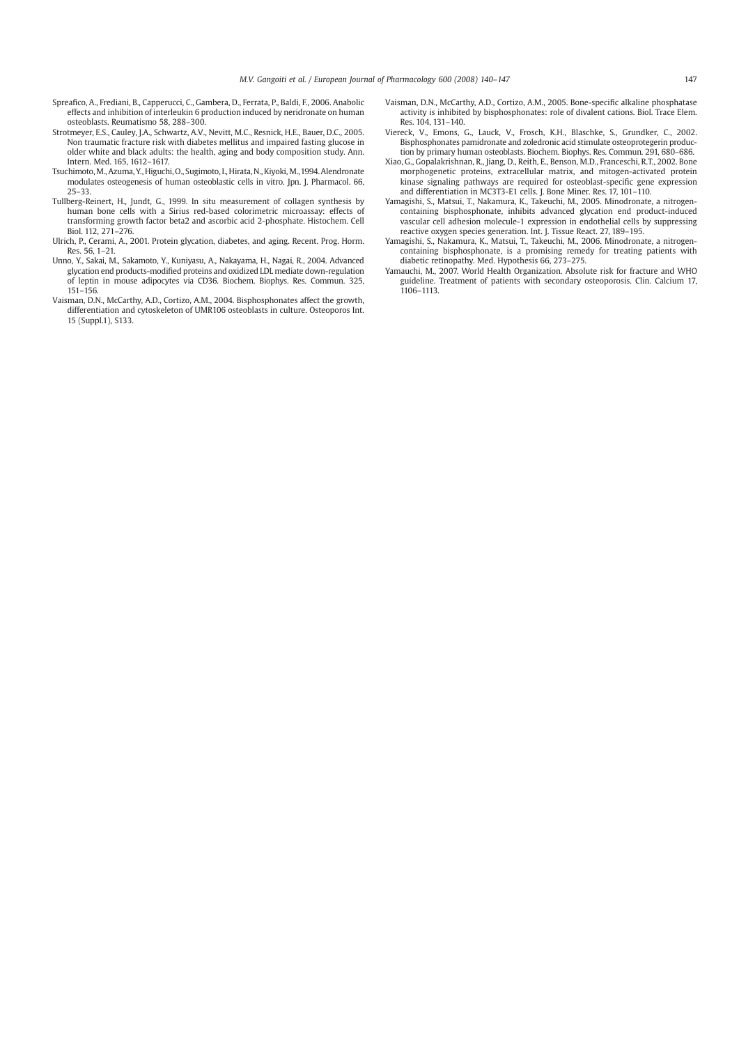Spreafico, A., Frediani, B., Capperucci, C., Gambera, D., Ferrata, P., Baldi, F., 2006. Anabolic effects and inhibition of interleukin 6 production induced by neridronate on human osteoblasts. Reumatismo 58, 288–300.

Strotmeyer, E.S., Cauley, J.A., Schwartz, A.V., Nevitt, M.C., Resnick, H.E., Bauer, D.C., 2005. Non traumatic fracture risk with diabetes mellitus and impaired fasting glucose in older white and black adults: the health, aging and body composition study. Ann. Intern. Med. 165, 1612–1617.

Tsuchimoto, M., Azuma, Y., Higuchi, O., Sugimoto, I., Hirata, N., Kiyoki, M., 1994. Alendronate modulates osteogenesis of human osteoblastic cells in vitro. Jpn. J. Pharmacol. 66, 25–33.

Tullberg-Reinert, H., Jundt, G., 1999. In situ measurement of collagen synthesis by human bone cells with a Sirius red-based colorimetric microassay: effects of transforming growth factor beta2 and ascorbic acid 2-phosphate. Histochem. Cell Biol. 112, 271–276.

Ulrich, P., Cerami, A., 2001. Protein glycation, diabetes, and aging. Recent. Prog. Horm. Res. 56, 1–21.

Unno, Y., Sakai, M., Sakamoto, Y., Kuniyasu, A., Nakayama, H., Nagai, R., 2004. Advanced glycation end products-modified proteins and oxidized LDL mediate down-regulation of leptin in mouse adipocytes via CD36. Biochem. Biophys. Res. Commun. 325, 151–156.

Vaisman, D.N., McCarthy, A.D., Cortizo, A.M., 2004. Bisphosphonates affect the growth, differentiation and cytoskeleton of UMR106 osteoblasts in culture. Osteoporos Int. 15 (Suppl.1), S133.

Vaisman, D.N., McCarthy, A.D., Cortizo, A.M., 2005. Bone-specific alkaline phosphatase activity is inhibited by bisphosphonates: role of divalent cations. Biol. Trace Elem. Res. 104, 131–140.

Viereck, V., Emons, G., Lauck, V., Frosch, K.H., Blaschke, S., Grundker, C., 2002. Bisphosphonates pamidronate and zoledronic acid stimulate osteoprotegerin production by primary human osteoblasts. Biochem. Biophys. Res. Commun. 291, 680–686.

Xiao, G., Gopalakrishnan, R., Jiang, D., Reith, E., Benson, M.D., Franceschi, R.T., 2002. Bone morphogenetic proteins, extracellular matrix, and mitogen-activated protein kinase signaling pathways are required for osteoblast-specific gene expression and differentiation in MC3T3-E1 cells. J. Bone Miner. Res. 17, 101–110.

Yamagishi, S., Matsui, T., Nakamura, K., Takeuchi, M., 2005. Minodronate, a nitrogen-containing bisphosphonate, inhibits advanced glycation end product-induced vascular cell adhesion molecule-1 expression in endothelial cells by suppressing reactive oxygen species generation. Int. J. Tissue React. 27, 189–195.

Yamagishi, S., Nakamura, K., Matsui, T., Takeuchi, M., 2006. Minodronate, a nitrogen-containing bisphosphonate, is a promising remedy for treating patients with diabetic retinopathy. Med. Hypothesis 66, 273–275.

Yamauchi, M., 2007. World Health Organization. Absolute risk for fracture and WHO guideline. Treatment of patients with secondary osteoporosis. Clin. Calcium 17, 1106–1113.